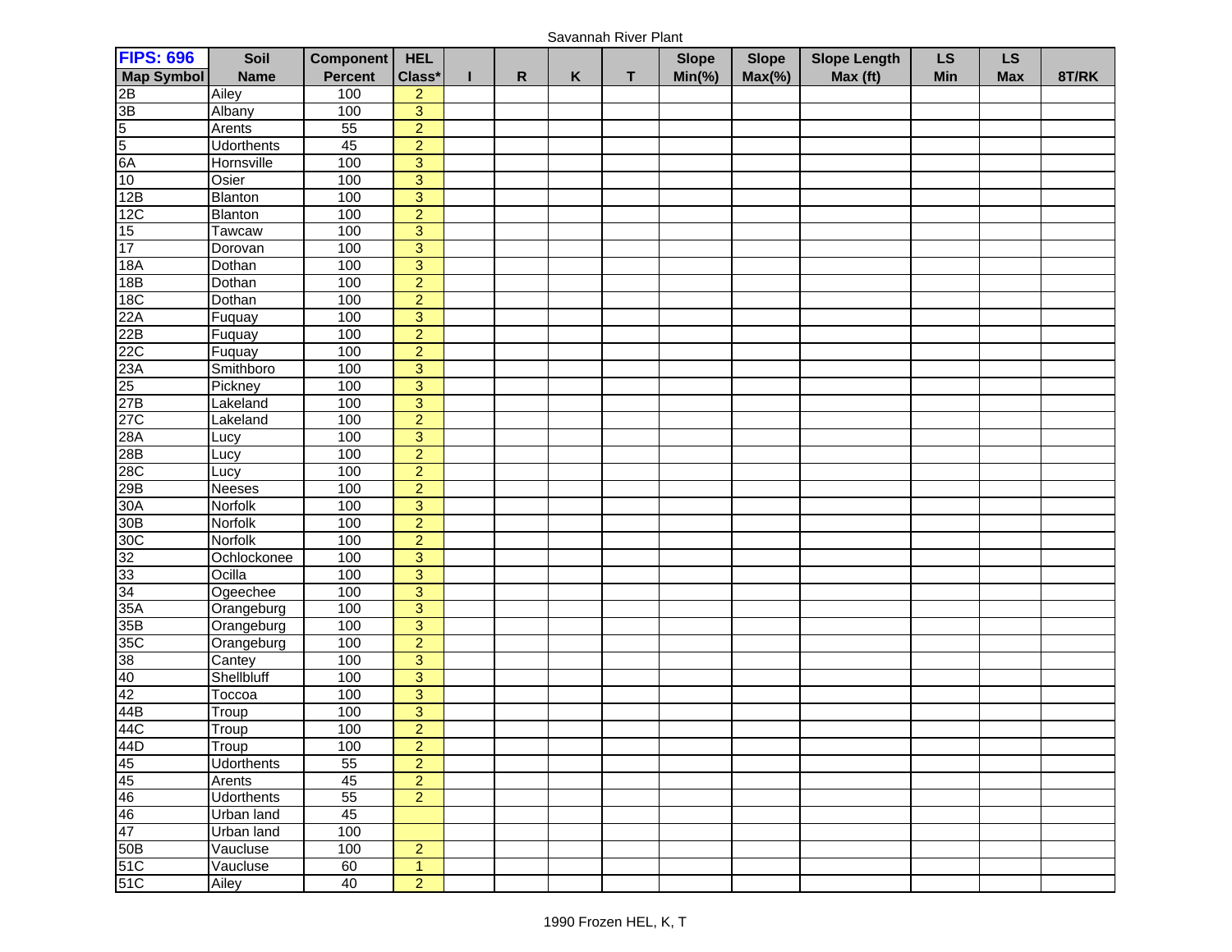Savannah River Plant

| FIPS: 696 Map Symbol | Soil Name | Component Percent | HEL Class* | I | R | K | T | Slope Min(%) | Slope Max(%) | Slope Length Max (ft) | LS Min | LS Max | 8T/RK |
|---|---|---|---|---|---|---|---|---|---|---|---|---|---|
| 2B | Ailey | 100 | 2 | | | | | | | | | | |
| 3B | Albany | 100 | 3 | | | | | | | | | | |
| 5 | Arents | 55 | 2 | | | | | | | | | | |
| 5 | Udorthents | 45 | 2 | | | | | | | | | | |
| 6A | Hornsville | 100 | 3 | | | | | | | | | | |
| 10 | Osier | 100 | 3 | | | | | | | | | | |
| 12B | Blanton | 100 | 3 | | | | | | | | | | |
| 12C | Blanton | 100 | 2 | | | | | | | | | | |
| 15 | Tawcaw | 100 | 3 | | | | | | | | | | |
| 17 | Dorovan | 100 | 3 | | | | | | | | | | |
| 18A | Dothan | 100 | 3 | | | | | | | | | | |
| 18B | Dothan | 100 | 2 | | | | | | | | | | |
| 18C | Dothan | 100 | 2 | | | | | | | | | | |
| 22A | Fuquay | 100 | 3 | | | | | | | | | | |
| 22B | Fuquay | 100 | 2 | | | | | | | | | | |
| 22C | Fuquay | 100 | 2 | | | | | | | | | | |
| 23A | Smithboro | 100 | 3 | | | | | | | | | | |
| 25 | Pickney | 100 | 3 | | | | | | | | | | |
| 27B | Lakeland | 100 | 3 | | | | | | | | | | |
| 27C | Lakeland | 100 | 2 | | | | | | | | | | |
| 28A | Lucy | 100 | 3 | | | | | | | | | | |
| 28B | Lucy | 100 | 2 | | | | | | | | | | |
| 28C | Lucy | 100 | 2 | | | | | | | | | | |
| 29B | Neeses | 100 | 2 | | | | | | | | | | |
| 30A | Norfolk | 100 | 3 | | | | | | | | | | |
| 30B | Norfolk | 100 | 2 | | | | | | | | | | |
| 30C | Norfolk | 100 | 2 | | | | | | | | | | |
| 32 | Ochlockonee | 100 | 3 | | | | | | | | | | |
| 33 | Ocilla | 100 | 3 | | | | | | | | | | |
| 34 | Ogeechee | 100 | 3 | | | | | | | | | | |
| 35A | Orangeburg | 100 | 3 | | | | | | | | | | |
| 35B | Orangeburg | 100 | 3 | | | | | | | | | | |
| 35C | Orangeburg | 100 | 2 | | | | | | | | | | |
| 38 | Cantey | 100 | 3 | | | | | | | | | | |
| 40 | Shellbluff | 100 | 3 | | | | | | | | | | |
| 42 | Toccoa | 100 | 3 | | | | | | | | | | |
| 44B | Troup | 100 | 3 | | | | | | | | | | |
| 44C | Troup | 100 | 2 | | | | | | | | | | |
| 44D | Troup | 100 | 2 | | | | | | | | | | |
| 45 | Udorthents | 55 | 2 | | | | | | | | | | |
| 45 | Arents | 45 | 2 | | | | | | | | | | |
| 46 | Udorthents | 55 | 2 | | | | | | | | | | |
| 46 | Urban land | 45 | | | | | | | | | | | |
| 47 | Urban land | 100 | | | | | | | | | | | |
| 50B | Vaucluse | 100 | 2 | | | | | | | | | | |
| 51C | Vaucluse | 60 | 1 | | | | | | | | | | |
| 51C | Ailey | 40 | 2 | | | | | | | | | | |

1990 Frozen HEL, K, T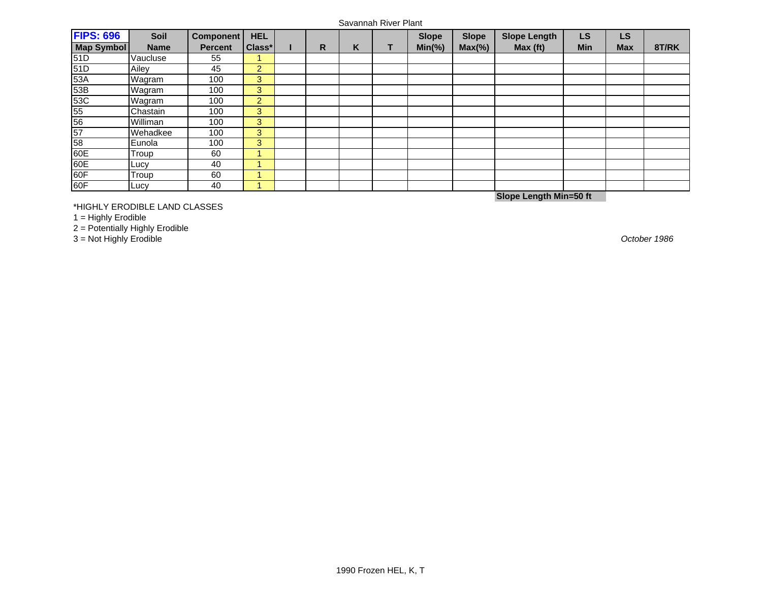Savannah River Plant

| FIPS: 696 Map Symbol | Soil Name | Component Percent | HEL Class* | I | R | K | T | Slope Min(%) | Slope Max(%) | Slope Length Max (ft) | LS Min | LS Max | 8T/RK |
|---|---|---|---|---|---|---|---|---|---|---|---|---|---|
| 51D | Vaucluse | 55 | 1 | | | | | | | | | | |
| 51D | Ailey | 45 | 2 | | | | | | | | | | |
| 53A | Wagram | 100 | 3 | | | | | | | | | | |
| 53B | Wagram | 100 | 3 | | | | | | | | | | |
| 53C | Wagram | 100 | 2 | | | | | | | | | | |
| 55 | Chastain | 100 | 3 | | | | | | | | | | |
| 56 | Williman | 100 | 3 | | | | | | | | | | |
| 57 | Wehadkee | 100 | 3 | | | | | | | | | | |
| 58 | Eunola | 100 | 3 | | | | | | | | | | |
| 60E | Troup | 60 | 1 | | | | | | | | | | |
| 60E | Lucy | 40 | 1 | | | | | | | | | | |
| 60F | Troup | 60 | 1 | | | | | | | | | | |
| 60F | Lucy | 40 | 1 | | | | | | | | | | |

**Slope Length Min=50 ft**

*HIGHLY ERODIBLE LAND CLASSES

1 = Highly Erodible

2 = Potentially Highly Erodible

3 = Not Highly Erodible

*October 1986*

1990 Frozen HEL, K, T